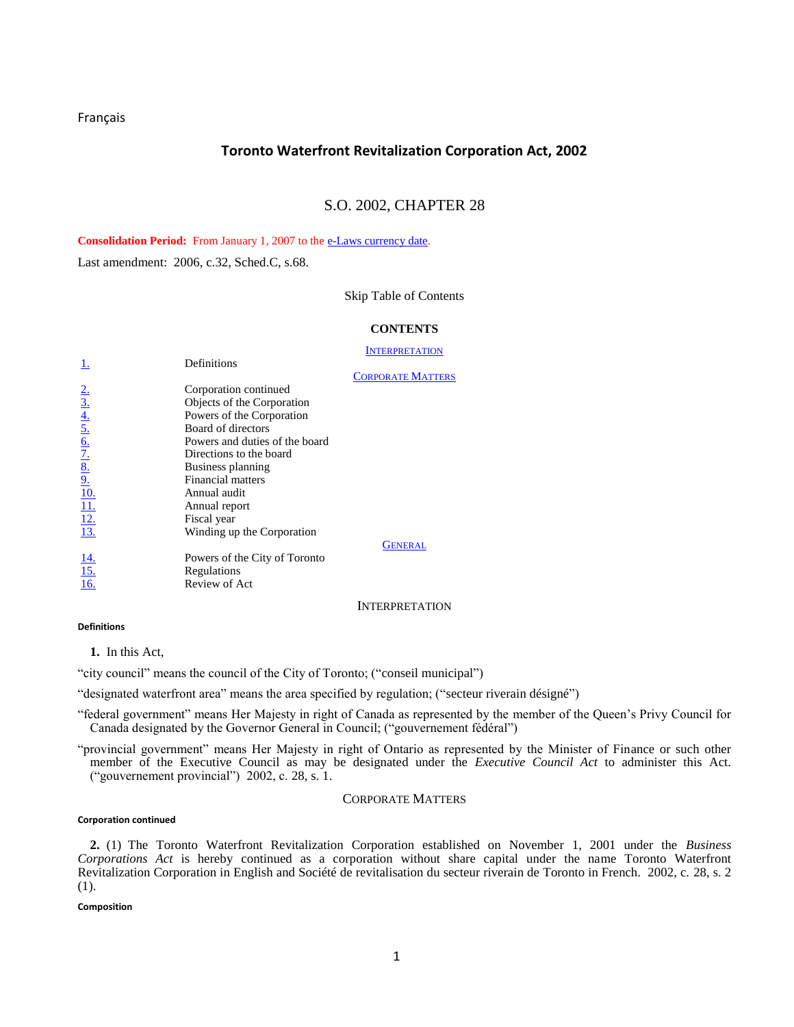Français

# Toronto Waterfront Revitalization Corporation Act, 2002

## S.O. 2002, CHAPTER 28

**Consolidation Period:** From January 1, 2007 to the e-Laws currency date.

Last amendment: 2006, c.32, Sched.C, s.68.

Skip Table of Contents

### CONTENTS

| | |
|---|---|
| | INTERPRETATION |
| 1. | Definitions |
| | CORPORATE MATTERS |
| 2. | Corporation continued |
| 3. | Objects of the Corporation |
| 4. | Powers of the Corporation |
| 5. | Board of directors |
| 6. | Powers and duties of the board |
| 7. | Directions to the board |
| 8. | Business planning |
| 9. | Financial matters |
| 10. | Annual audit |
| 11. | Annual report |
| 12. | Fiscal year |
| 13. | Winding up the Corporation |
| | GENERAL |
| 14. | Powers of the City of Toronto |
| 15. | Regulations |
| 16. | Review of Act |

### INTERPRETATION

#### Definitions

**1.** In this Act,

"city council" means the council of the City of Toronto; ("conseil municipal")

"designated waterfront area" means the area specified by regulation; ("secteur riverain désigné")

"federal government" means Her Majesty in right of Canada as represented by the member of the Queen's Privy Council for Canada designated by the Governor General in Council; ("gouvernement fédéral")

"provincial government" means Her Majesty in right of Ontario as represented by the Minister of Finance or such other member of the Executive Council as may be designated under the *Executive Council Act* to administer this Act. ("gouvernement provincial") 2002, c. 28, s. 1.

### CORPORATE MATTERS

#### Corporation continued

**2.** (1) The Toronto Waterfront Revitalization Corporation established on November 1, 2001 under the *Business Corporations Act* is hereby continued as a corporation without share capital under the name Toronto Waterfront Revitalization Corporation in English and Société de revitalisation du secteur riverain de Toronto in French. 2002, c. 28, s. 2 (1).

#### Composition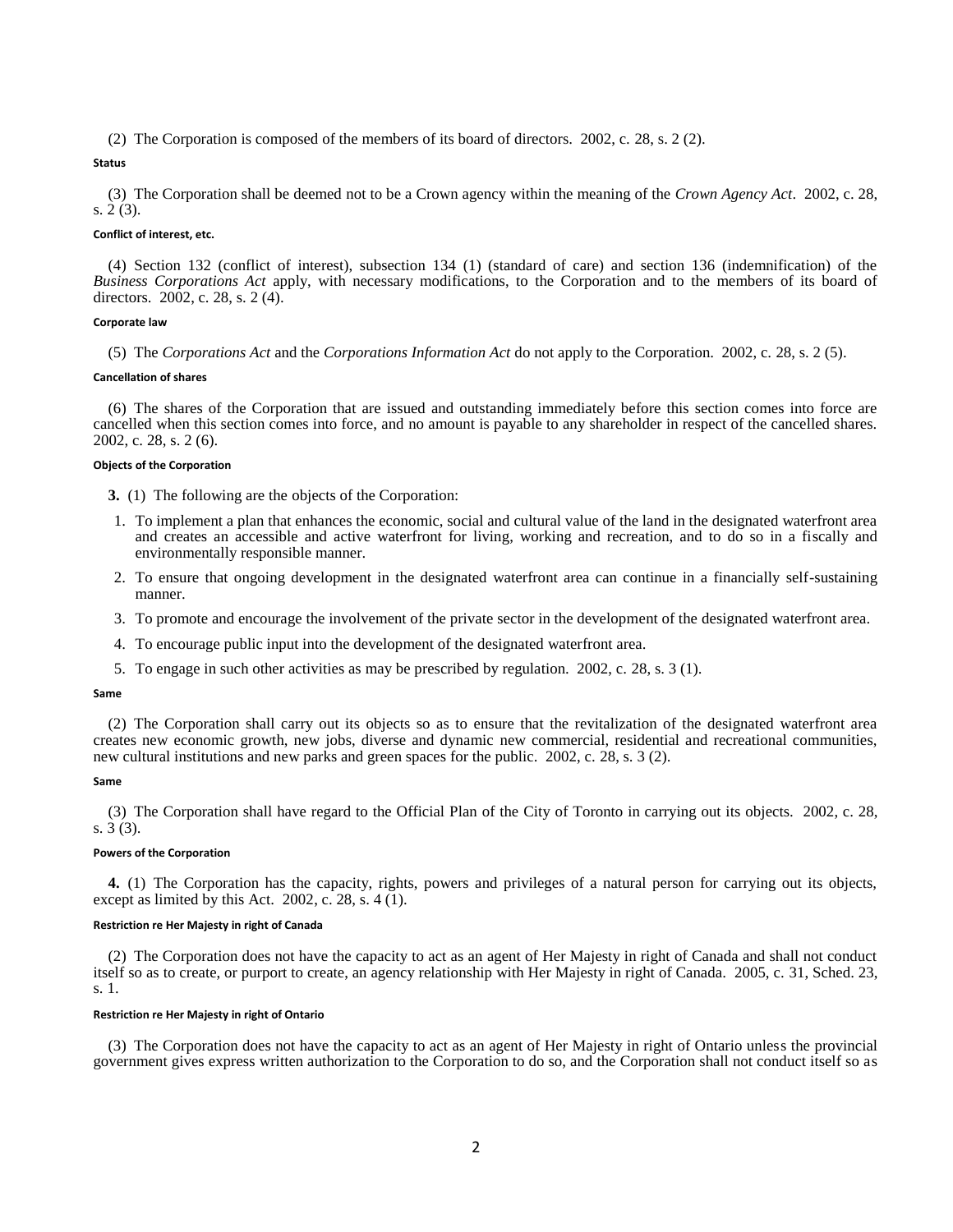(2) The Corporation is composed of the members of its board of directors. 2002, c. 28, s. 2 (2).

**Status**

(3) The Corporation shall be deemed not to be a Crown agency within the meaning of the *Crown Agency Act*. 2002, c. 28, s. 2 (3).

**Conflict of interest, etc.**

(4) Section 132 (conflict of interest), subsection 134 (1) (standard of care) and section 136 (indemnification) of the *Business Corporations Act* apply, with necessary modifications, to the Corporation and to the members of its board of directors. 2002, c. 28, s. 2 (4).

**Corporate law**

(5) The *Corporations Act* and the *Corporations Information Act* do not apply to the Corporation. 2002, c. 28, s. 2 (5).

**Cancellation of shares**

(6) The shares of the Corporation that are issued and outstanding immediately before this section comes into force are cancelled when this section comes into force, and no amount is payable to any shareholder in respect of the cancelled shares. 2002, c. 28, s. 2 (6).

**Objects of the Corporation**

**3.** (1) The following are the objects of the Corporation:

1. To implement a plan that enhances the economic, social and cultural value of the land in the designated waterfront area and creates an accessible and active waterfront for living, working and recreation, and to do so in a fiscally and environmentally responsible manner.
2. To ensure that ongoing development in the designated waterfront area can continue in a financially self-sustaining manner.
3. To promote and encourage the involvement of the private sector in the development of the designated waterfront area.
4. To encourage public input into the development of the designated waterfront area.
5. To engage in such other activities as may be prescribed by regulation. 2002, c. 28, s. 3 (1).

**Same**

(2) The Corporation shall carry out its objects so as to ensure that the revitalization of the designated waterfront area creates new economic growth, new jobs, diverse and dynamic new commercial, residential and recreational communities, new cultural institutions and new parks and green spaces for the public. 2002, c. 28, s. 3 (2).

**Same**

(3) The Corporation shall have regard to the Official Plan of the City of Toronto in carrying out its objects. 2002, c. 28, s. 3 (3).

**Powers of the Corporation**

**4.** (1) The Corporation has the capacity, rights, powers and privileges of a natural person for carrying out its objects, except as limited by this Act. 2002, c. 28, s. 4 (1).

**Restriction re Her Majesty in right of Canada**

(2) The Corporation does not have the capacity to act as an agent of Her Majesty in right of Canada and shall not conduct itself so as to create, or purport to create, an agency relationship with Her Majesty in right of Canada. 2005, c. 31, Sched. 23, s. 1.

**Restriction re Her Majesty in right of Ontario**

(3) The Corporation does not have the capacity to act as an agent of Her Majesty in right of Ontario unless the provincial government gives express written authorization to the Corporation to do so, and the Corporation shall not conduct itself so as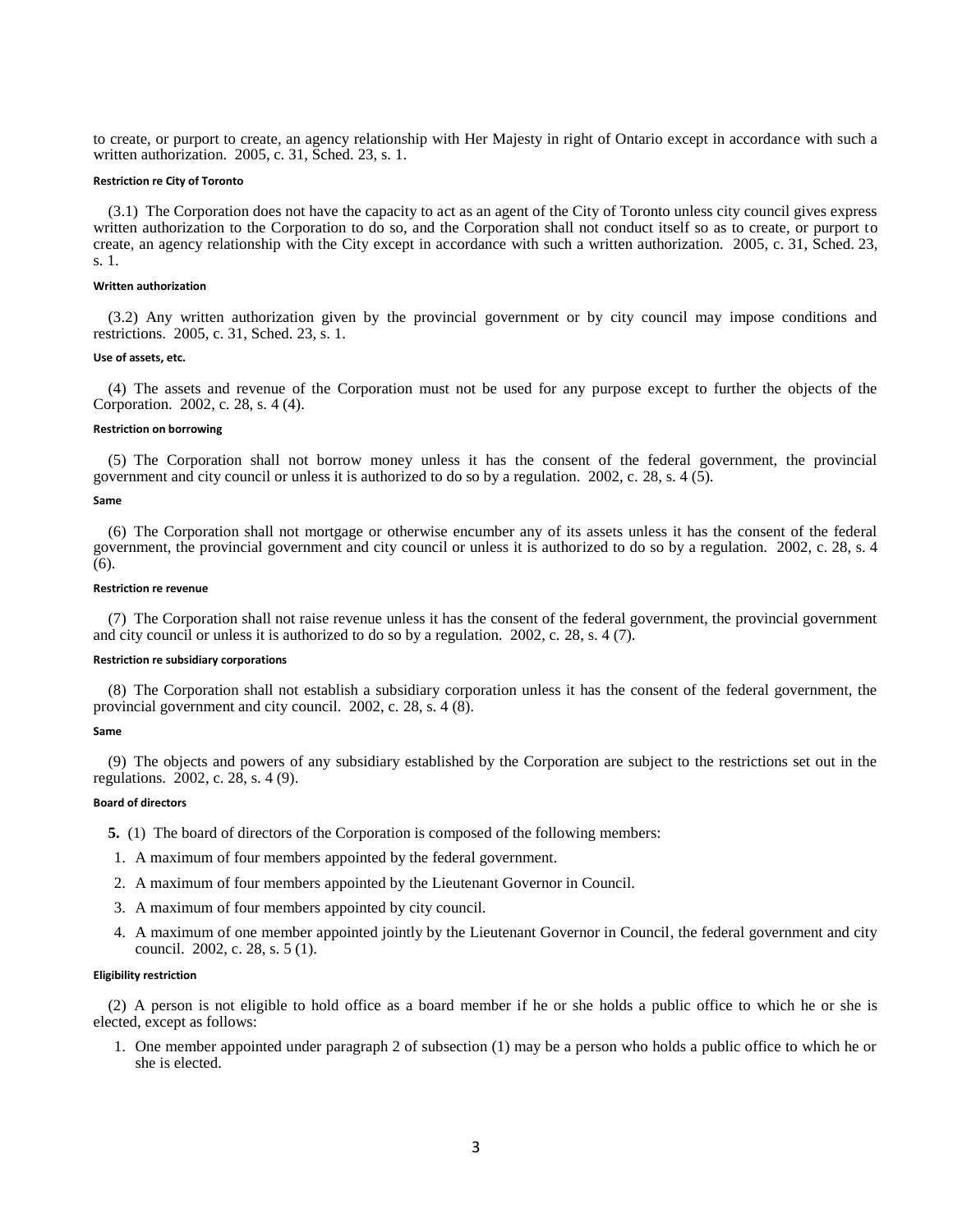to create, or purport to create, an agency relationship with Her Majesty in right of Ontario except in accordance with such a written authorization. 2005, c. 31, Sched. 23, s. 1.

#### Restriction re City of Toronto

(3.1) The Corporation does not have the capacity to act as an agent of the City of Toronto unless city council gives express written authorization to the Corporation to do so, and the Corporation shall not conduct itself so as to create, or purport to create, an agency relationship with the City except in accordance with such a written authorization. 2005, c. 31, Sched. 23, s. 1.

#### Written authorization

(3.2) Any written authorization given by the provincial government or by city council may impose conditions and restrictions. 2005, c. 31, Sched. 23, s. 1.

#### Use of assets, etc.

(4) The assets and revenue of the Corporation must not be used for any purpose except to further the objects of the Corporation. 2002, c. 28, s. 4 (4).

#### Restriction on borrowing

(5) The Corporation shall not borrow money unless it has the consent of the federal government, the provincial government and city council or unless it is authorized to do so by a regulation. 2002, c. 28, s. 4 (5).

#### Same

(6) The Corporation shall not mortgage or otherwise encumber any of its assets unless it has the consent of the federal government, the provincial government and city council or unless it is authorized to do so by a regulation. 2002, c. 28, s. 4 (6).

#### Restriction re revenue

(7) The Corporation shall not raise revenue unless it has the consent of the federal government, the provincial government and city council or unless it is authorized to do so by a regulation. 2002, c. 28, s. 4 (7).

#### Restriction re subsidiary corporations

(8) The Corporation shall not establish a subsidiary corporation unless it has the consent of the federal government, the provincial government and city council. 2002, c. 28, s. 4 (8).

#### Same

(9) The objects and powers of any subsidiary established by the Corporation are subject to the restrictions set out in the regulations. 2002, c. 28, s. 4 (9).

#### Board of directors

**5.** (1) The board of directors of the Corporation is composed of the following members:

1. A maximum of four members appointed by the federal government.
2. A maximum of four members appointed by the Lieutenant Governor in Council.
3. A maximum of four members appointed by city council.
4. A maximum of one member appointed jointly by the Lieutenant Governor in Council, the federal government and city council. 2002, c. 28, s. 5 (1).

#### Eligibility restriction

(2) A person is not eligible to hold office as a board member if he or she holds a public office to which he or she is elected, except as follows:

1. One member appointed under paragraph 2 of subsection (1) may be a person who holds a public office to which he or she is elected.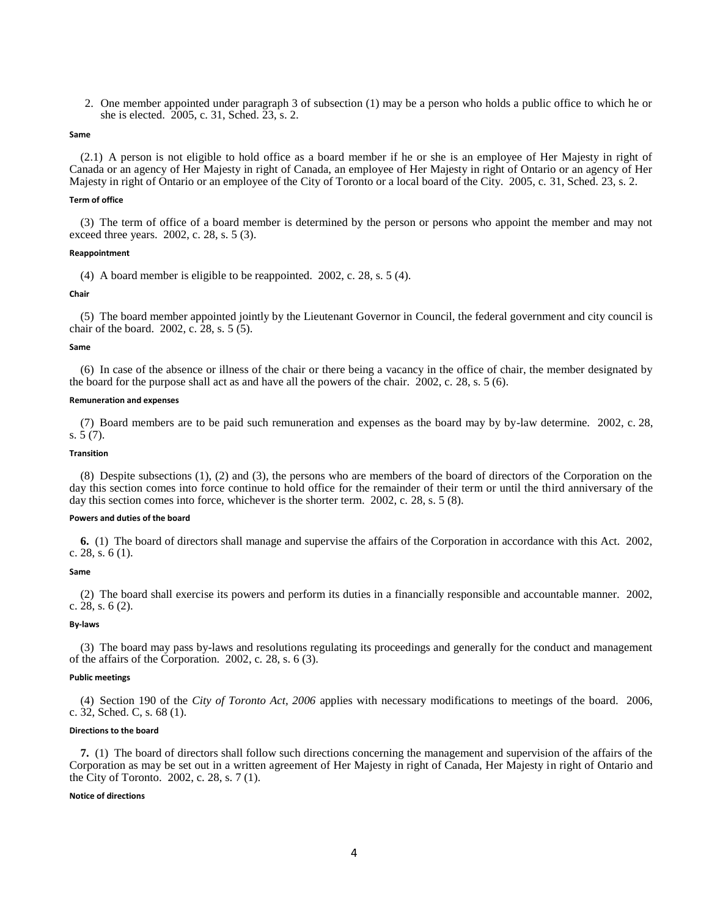2. One member appointed under paragraph 3 of subsection (1) may be a person who holds a public office to which he or she is elected. 2005, c. 31, Sched. 23, s. 2.

**Same**

(2.1) A person is not eligible to hold office as a board member if he or she is an employee of Her Majesty in right of Canada or an agency of Her Majesty in right of Canada, an employee of Her Majesty in right of Ontario or an agency of Her Majesty in right of Ontario or an employee of the City of Toronto or a local board of the City. 2005, c. 31, Sched. 23, s. 2.

**Term of office**

(3) The term of office of a board member is determined by the person or persons who appoint the member and may not exceed three years. 2002, c. 28, s. 5 (3).

**Reappointment**

(4) A board member is eligible to be reappointed. 2002, c. 28, s. 5 (4).

**Chair**

(5) The board member appointed jointly by the Lieutenant Governor in Council, the federal government and city council is chair of the board. 2002, c. 28, s. 5 (5).

**Same**

(6) In case of the absence or illness of the chair or there being a vacancy in the office of chair, the member designated by the board for the purpose shall act as and have all the powers of the chair. 2002, c. 28, s. 5 (6).

**Remuneration and expenses**

(7) Board members are to be paid such remuneration and expenses as the board may by by-law determine. 2002, c. 28, s. 5 (7).

**Transition**

(8) Despite subsections (1), (2) and (3), the persons who are members of the board of directors of the Corporation on the day this section comes into force continue to hold office for the remainder of their term or until the third anniversary of the day this section comes into force, whichever is the shorter term. 2002, c. 28, s. 5 (8).

**Powers and duties of the board**

**6.** (1) The board of directors shall manage and supervise the affairs of the Corporation in accordance with this Act. 2002, c. 28, s. 6 (1).

**Same**

(2) The board shall exercise its powers and perform its duties in a financially responsible and accountable manner. 2002, c. 28, s. 6 (2).

**By-laws**

(3) The board may pass by-laws and resolutions regulating its proceedings and generally for the conduct and management of the affairs of the Corporation. 2002, c. 28, s. 6 (3).

**Public meetings**

(4) Section 190 of the *City of Toronto Act, 2006* applies with necessary modifications to meetings of the board. 2006, c. 32, Sched. C, s. 68 (1).

**Directions to the board**

**7.** (1) The board of directors shall follow such directions concerning the management and supervision of the affairs of the Corporation as may be set out in a written agreement of Her Majesty in right of Canada, Her Majesty in right of Ontario and the City of Toronto. 2002, c. 28, s. 7 (1).

**Notice of directions**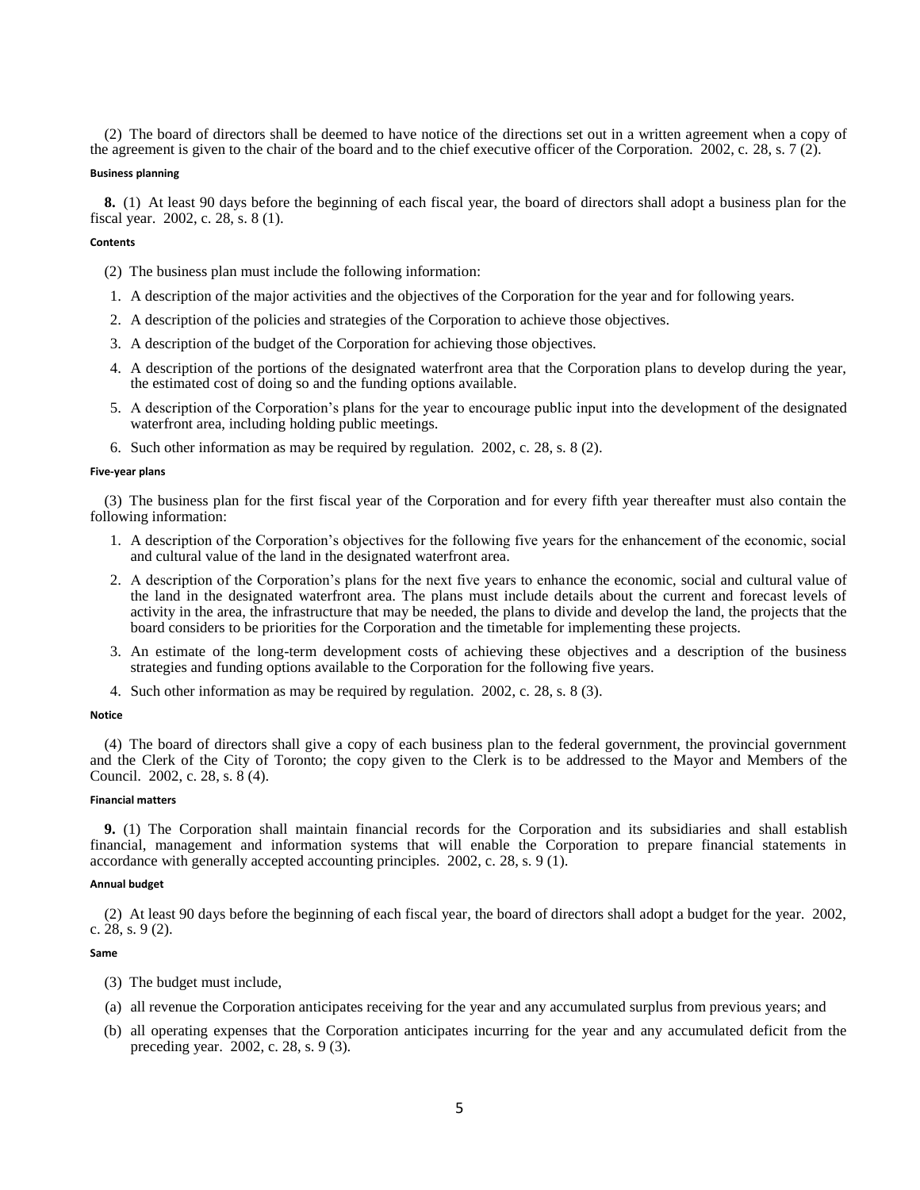(2) The board of directors shall be deemed to have notice of the directions set out in a written agreement when a copy of the agreement is given to the chair of the board and to the chief executive officer of the Corporation. 2002, c. 28, s. 7 (2).

#### Business planning

**8.** (1) At least 90 days before the beginning of each fiscal year, the board of directors shall adopt a business plan for the fiscal year. 2002, c. 28, s. 8 (1).

#### Contents

(2) The business plan must include the following information:

1. A description of the major activities and the objectives of the Corporation for the year and for following years.
2. A description of the policies and strategies of the Corporation to achieve those objectives.
3. A description of the budget of the Corporation for achieving those objectives.
4. A description of the portions of the designated waterfront area that the Corporation plans to develop during the year, the estimated cost of doing so and the funding options available.
5. A description of the Corporation's plans for the year to encourage public input into the development of the designated waterfront area, including holding public meetings.
6. Such other information as may be required by regulation. 2002, c. 28, s. 8 (2).

#### Five-year plans

(3) The business plan for the first fiscal year of the Corporation and for every fifth year thereafter must also contain the following information:

1. A description of the Corporation's objectives for the following five years for the enhancement of the economic, social and cultural value of the land in the designated waterfront area.
2. A description of the Corporation's plans for the next five years to enhance the economic, social and cultural value of the land in the designated waterfront area. The plans must include details about the current and forecast levels of activity in the area, the infrastructure that may be needed, the plans to divide and develop the land, the projects that the board considers to be priorities for the Corporation and the timetable for implementing these projects.
3. An estimate of the long-term development costs of achieving these objectives and a description of the business strategies and funding options available to the Corporation for the following five years.
4. Such other information as may be required by regulation. 2002, c. 28, s. 8 (3).

#### Notice

(4) The board of directors shall give a copy of each business plan to the federal government, the provincial government and the Clerk of the City of Toronto; the copy given to the Clerk is to be addressed to the Mayor and Members of the Council. 2002, c. 28, s. 8 (4).

#### Financial matters

**9.** (1) The Corporation shall maintain financial records for the Corporation and its subsidiaries and shall establish financial, management and information systems that will enable the Corporation to prepare financial statements in accordance with generally accepted accounting principles. 2002, c. 28, s. 9 (1).

#### Annual budget

(2) At least 90 days before the beginning of each fiscal year, the board of directors shall adopt a budget for the year. 2002, c. 28, s. 9 (2).

#### Same

(3) The budget must include,

(a) all revenue the Corporation anticipates receiving for the year and any accumulated surplus from previous years; and

(b) all operating expenses that the Corporation anticipates incurring for the year and any accumulated deficit from the preceding year. 2002, c. 28, s. 9 (3).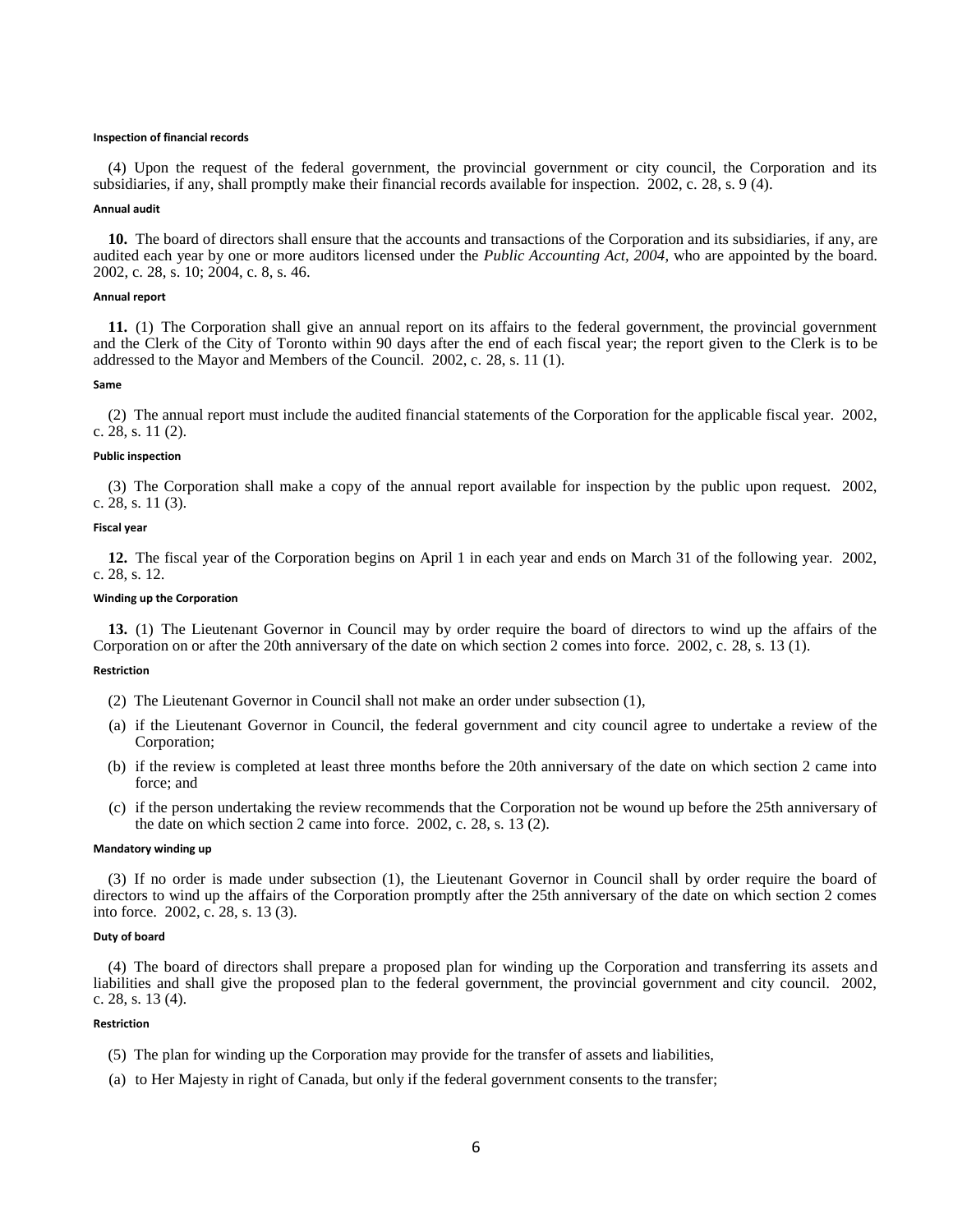#### Inspection of financial records

(4) Upon the request of the federal government, the provincial government or city council, the Corporation and its subsidiaries, if any, shall promptly make their financial records available for inspection. 2002, c. 28, s. 9 (4).

#### Annual audit

**10.** The board of directors shall ensure that the accounts and transactions of the Corporation and its subsidiaries, if any, are audited each year by one or more auditors licensed under the *Public Accounting Act, 2004*, who are appointed by the board. 2002, c. 28, s. 10; 2004, c. 8, s. 46.

#### Annual report

**11.** (1) The Corporation shall give an annual report on its affairs to the federal government, the provincial government and the Clerk of the City of Toronto within 90 days after the end of each fiscal year; the report given to the Clerk is to be addressed to the Mayor and Members of the Council. 2002, c. 28, s. 11 (1).

#### Same

(2) The annual report must include the audited financial statements of the Corporation for the applicable fiscal year. 2002, c. 28, s. 11 (2).

#### Public inspection

(3) The Corporation shall make a copy of the annual report available for inspection by the public upon request. 2002, c. 28, s. 11 (3).

#### Fiscal year

**12.** The fiscal year of the Corporation begins on April 1 in each year and ends on March 31 of the following year. 2002, c. 28, s. 12.

#### Winding up the Corporation

**13.** (1) The Lieutenant Governor in Council may by order require the board of directors to wind up the affairs of the Corporation on or after the 20th anniversary of the date on which section 2 comes into force. 2002, c. 28, s. 13 (1).

#### Restriction

(2) The Lieutenant Governor in Council shall not make an order under subsection (1),

(a) if the Lieutenant Governor in Council, the federal government and city council agree to undertake a review of the Corporation;

(b) if the review is completed at least three months before the 20th anniversary of the date on which section 2 came into force; and

(c) if the person undertaking the review recommends that the Corporation not be wound up before the 25th anniversary of the date on which section 2 came into force. 2002, c. 28, s. 13 (2).

#### Mandatory winding up

(3) If no order is made under subsection (1), the Lieutenant Governor in Council shall by order require the board of directors to wind up the affairs of the Corporation promptly after the 25th anniversary of the date on which section 2 comes into force. 2002, c. 28, s. 13 (3).

#### Duty of board

(4) The board of directors shall prepare a proposed plan for winding up the Corporation and transferring its assets and liabilities and shall give the proposed plan to the federal government, the provincial government and city council. 2002, c. 28, s. 13 (4).

#### Restriction

(5) The plan for winding up the Corporation may provide for the transfer of assets and liabilities,

(a) to Her Majesty in right of Canada, but only if the federal government consents to the transfer;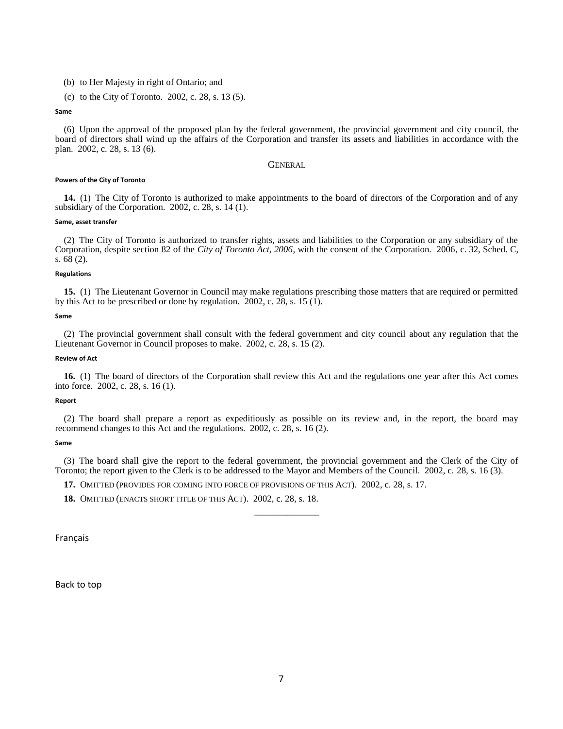(b) to Her Majesty in right of Ontario; and

(c) to the City of Toronto. 2002, c. 28, s. 13 (5).

**Same**

(6) Upon the approval of the proposed plan by the federal government, the provincial government and city council, the board of directors shall wind up the affairs of the Corporation and transfer its assets and liabilities in accordance with the plan. 2002, c. 28, s. 13 (6).

## GENERAL

**Powers of the City of Toronto**

**14.** (1) The City of Toronto is authorized to make appointments to the board of directors of the Corporation and of any subsidiary of the Corporation. 2002, c. 28, s. 14 (1).

**Same, asset transfer**

(2) The City of Toronto is authorized to transfer rights, assets and liabilities to the Corporation or any subsidiary of the Corporation, despite section 82 of the *City of Toronto Act, 2006*, with the consent of the Corporation. 2006, c. 32, Sched. C, s. 68 (2).

**Regulations**

**15.** (1) The Lieutenant Governor in Council may make regulations prescribing those matters that are required or permitted by this Act to be prescribed or done by regulation. 2002, c. 28, s. 15 (1).

**Same**

(2) The provincial government shall consult with the federal government and city council about any regulation that the Lieutenant Governor in Council proposes to make. 2002, c. 28, s. 15 (2).

**Review of Act**

**16.** (1) The board of directors of the Corporation shall review this Act and the regulations one year after this Act comes into force. 2002, c. 28, s. 16 (1).

**Report**

(2) The board shall prepare a report as expeditiously as possible on its review and, in the report, the board may recommend changes to this Act and the regulations. 2002, c. 28, s. 16 (2).

**Same**

(3) The board shall give the report to the federal government, the provincial government and the Clerk of the City of Toronto; the report given to the Clerk is to be addressed to the Mayor and Members of the Council. 2002, c. 28, s. 16 (3).

**17.** OMITTED (PROVIDES FOR COMING INTO FORCE OF PROVISIONS OF THIS ACT). 2002, c. 28, s. 17.

**18.** OMITTED (ENACTS SHORT TITLE OF THIS ACT). 2002, c. 28, s. 18.

---

Français

Back to top